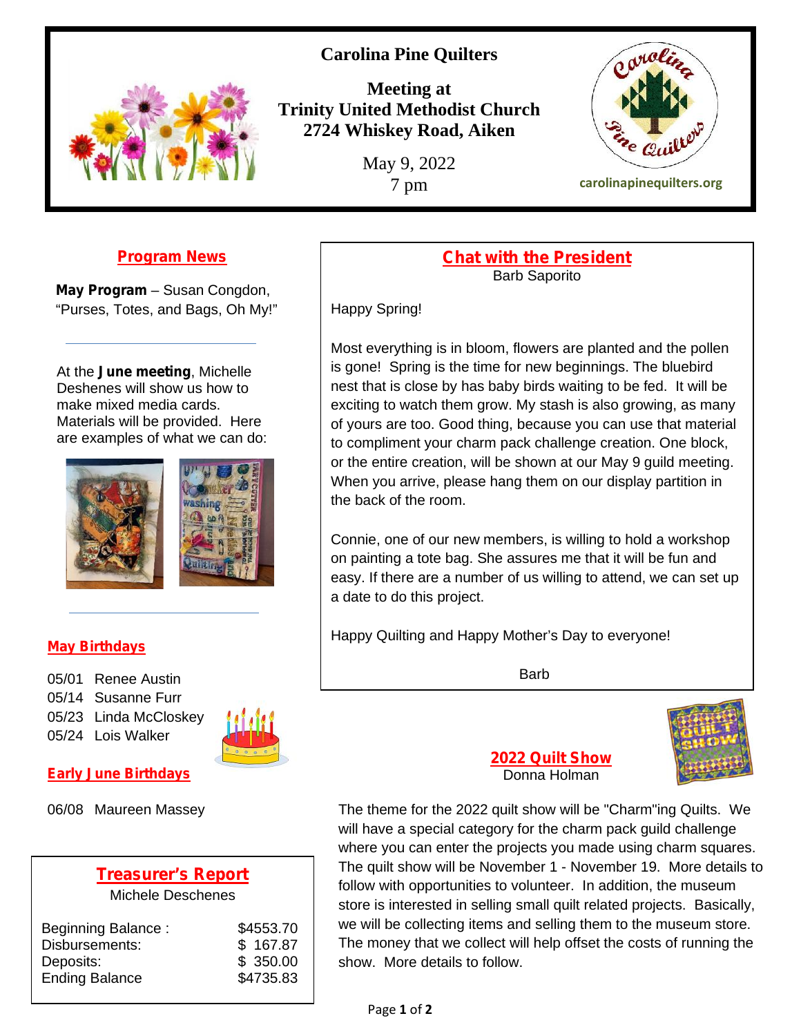# Carolina Pine Quilters

**Meeting at**
**Trinity United Methodist Church**
**2724 Whiskey Road, Aiken**

May 9, 2022
7 pm

carolinapinequilters.org

## Program News

**May Program** – Susan Congdon, "Purses, Totes, and Bags, Oh My!"

At the **June meeting**, Michelle Deshenes will show us how to make mixed media cards. Materials will be provided. Here are examples of what we can do:

## May Birthdays

05/01 Renee Austin
05/14 Susanne Furr
05/23 Linda McCloskey
05/24 Lois Walker

## Early June Birthdays

06/08 Maureen Massey

## Treasurer's Report

Michele Deschenes

| | |
|---|---|
| Beginning Balance : | $4553.70 |
| Disbursements: | $ 167.87 |
| Deposits: | $ 350.00 |
| Ending Balance | $4735.83 |

## Chat with the President

Barb Saporito

Happy Spring!

Most everything is in bloom, flowers are planted and the pollen is gone! Spring is the time for new beginnings. The bluebird nest that is close by has baby birds waiting to be fed. It will be exciting to watch them grow. My stash is also growing, as many of yours are too. Good thing, because you can use that material to compliment your charm pack challenge creation. One block, or the entire creation, will be shown at our May 9 guild meeting. When you arrive, please hang them on our display partition in the back of the room.

Connie, one of our new members, is willing to hold a workshop on painting a tote bag. She assures me that it will be fun and easy. If there are a number of us willing to attend, we can set up a date to do this project.

Happy Quilting and Happy Mother's Day to everyone!

Barb

## 2022 Quilt Show

Donna Holman

The theme for the 2022 quilt show will be "Charm"ing Quilts. We will have a special category for the charm pack guild challenge where you can enter the projects you made using charm squares. The quilt show will be November 1 - November 19. More details to follow with opportunities to volunteer. In addition, the museum store is interested in selling small quilt related projects. Basically, we will be collecting items and selling them to the museum store. The money that we collect will help offset the costs of running the show. More details to follow.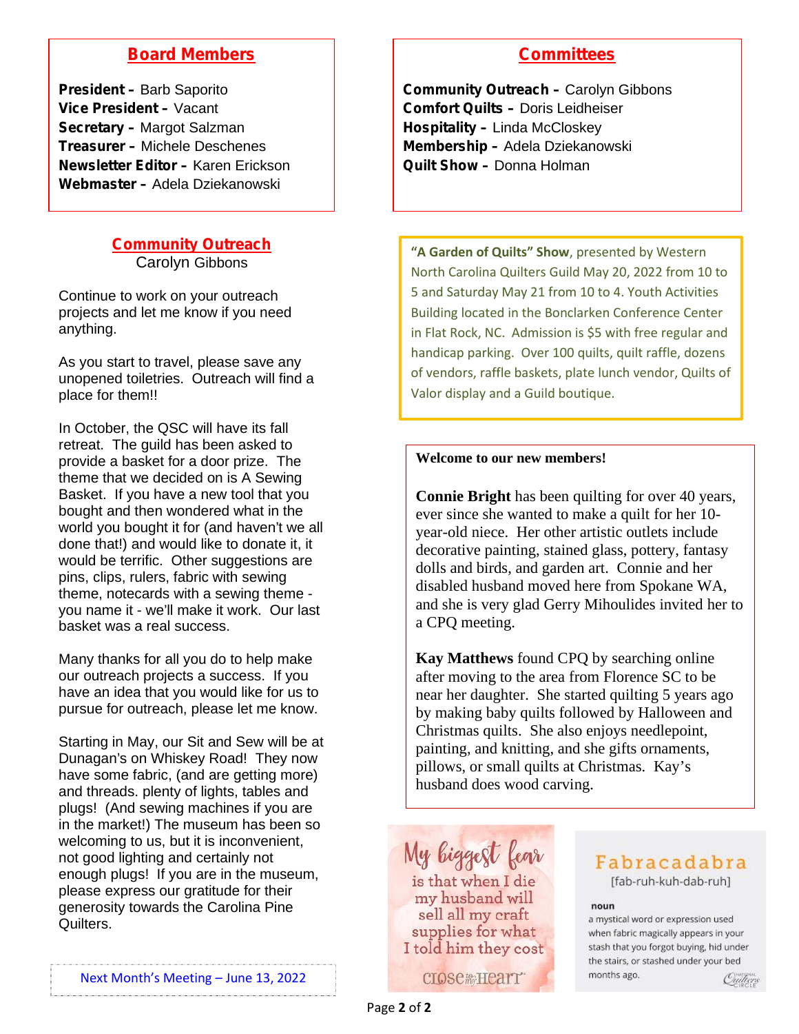## Board Members

**President –** Barb Saporito
**Vice President –** Vacant
**Secretary –** Margot Salzman
**Treasurer –** Michele Deschenes
**Newsletter Editor –** Karen Erickson
**Webmaster –** Adela Dziekanowski

## Community Outreach

Carolyn Gibbons

Continue to work on your outreach projects and let me know if you need anything.

As you start to travel, please save any unopened toiletries. Outreach will find a place for them!!

In October, the QSC will have its fall retreat. The guild has been asked to provide a basket for a door prize. The theme that we decided on is A Sewing Basket. If you have a new tool that you bought and then wondered what in the world you bought it for (and haven't we all done that!) and would like to donate it, it would be terrific. Other suggestions are pins, clips, rulers, fabric with sewing theme, notecards with a sewing theme - you name it - we'll make it work. Our last basket was a real success.

Many thanks for all you do to help make our outreach projects a success. If you have an idea that you would like for us to pursue for outreach, please let me know.

Starting in May, our Sit and Sew will be at Dunagan's on Whiskey Road! They now have some fabric, (and are getting more) and threads. plenty of lights, tables and plugs! (And sewing machines if you are in the market!) The museum has been so welcoming to us, but it is inconvenient, not good lighting and certainly not enough plugs! If you are in the museum, please express our gratitude for their generosity towards the Carolina Pine Quilters.

Next Month's Meeting – June 13, 2022

## Committees

**Community Outreach –** Carolyn Gibbons
**Comfort Quilts –** Doris Leidheiser
**Hospitality –** Linda McCloskey
**Membership –** Adela Dziekanowski
**Quilt Show –** Donna Holman

**"A Garden of Quilts" Show**, presented by Western North Carolina Quilters Guild May 20, 2022 from 10 to 5 and Saturday May 21 from 10 to 4. Youth Activities Building located in the Bonclarken Conference Center in Flat Rock, NC. Admission is $5 with free regular and handicap parking. Over 100 quilts, quilt raffle, dozens of vendors, raffle baskets, plate lunch vendor, Quilts of Valor display and a Guild boutique.

**Welcome to our new members!**

**Connie Bright** has been quilting for over 40 years, ever since she wanted to make a quilt for her 10-year-old niece. Her other artistic outlets include decorative painting, stained glass, pottery, fantasy dolls and birds, and garden art. Connie and her disabled husband moved here from Spokane WA, and she is very glad Gerry Mihoulides invited her to a CPQ meeting.

**Kay Matthews** found CPQ by searching online after moving to the area from Florence SC to be near her daughter. She started quilting 5 years ago by making baby quilts followed by Halloween and Christmas quilts. She also enjoys needlepoint, painting, and knitting, and she gifts ornaments, pillows, or small quilts at Christmas. Kay's husband does wood carving.

My biggest fear is that when I die my husband will sell all my craft supplies for what I told him they cost

Close to my Heart

Fabracadabra
[fab-ruh-kuh-dab-ruh]

noun
a mystical word or expression used when fabric magically appears in your stash that you forgot buying, hid under the stairs, or stashed under your bed months ago.

National Quilters Circle